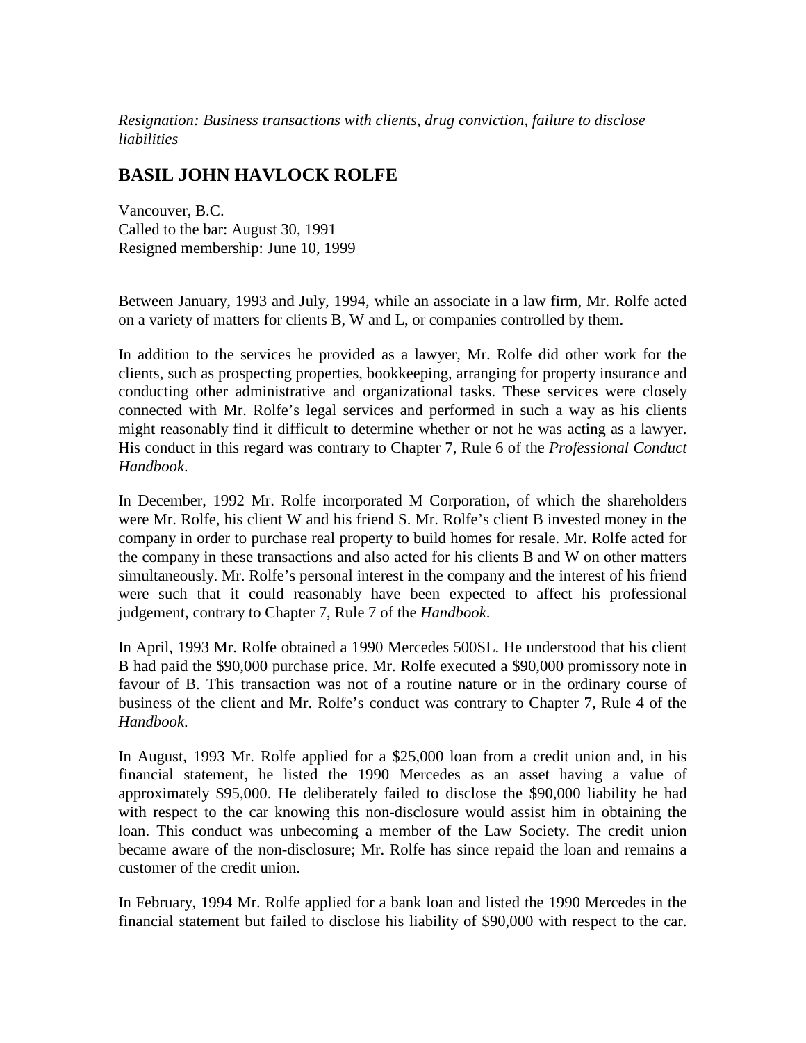*Resignation: Business transactions with clients, drug conviction, failure to disclose liabilities*

## BASIL JOHN HAVLOCK ROLFE

Vancouver, B.C.
Called to the bar: August 30, 1991
Resigned membership: June 10, 1999

Between January, 1993 and July, 1994, while an associate in a law firm, Mr. Rolfe acted on a variety of matters for clients B, W and L, or companies controlled by them.

In addition to the services he provided as a lawyer, Mr. Rolfe did other work for the clients, such as prospecting properties, bookkeeping, arranging for property insurance and conducting other administrative and organizational tasks. These services were closely connected with Mr. Rolfe's legal services and performed in such a way as his clients might reasonably find it difficult to determine whether or not he was acting as a lawyer. His conduct in this regard was contrary to Chapter 7, Rule 6 of the *Professional Conduct Handbook*.

In December, 1992 Mr. Rolfe incorporated M Corporation, of which the shareholders were Mr. Rolfe, his client W and his friend S. Mr. Rolfe's client B invested money in the company in order to purchase real property to build homes for resale. Mr. Rolfe acted for the company in these transactions and also acted for his clients B and W on other matters simultaneously. Mr. Rolfe's personal interest in the company and the interest of his friend were such that it could reasonably have been expected to affect his professional judgement, contrary to Chapter 7, Rule 7 of the *Handbook*.

In April, 1993 Mr. Rolfe obtained a 1990 Mercedes 500SL. He understood that his client B had paid the $90,000 purchase price. Mr. Rolfe executed a $90,000 promissory note in favour of B. This transaction was not of a routine nature or in the ordinary course of business of the client and Mr. Rolfe's conduct was contrary to Chapter 7, Rule 4 of the *Handbook*.

In August, 1993 Mr. Rolfe applied for a $25,000 loan from a credit union and, in his financial statement, he listed the 1990 Mercedes as an asset having a value of approximately $95,000. He deliberately failed to disclose the $90,000 liability he had with respect to the car knowing this non-disclosure would assist him in obtaining the loan. This conduct was unbecoming a member of the Law Society. The credit union became aware of the non-disclosure; Mr. Rolfe has since repaid the loan and remains a customer of the credit union.

In February, 1994 Mr. Rolfe applied for a bank loan and listed the 1990 Mercedes in the financial statement but failed to disclose his liability of $90,000 with respect to the car.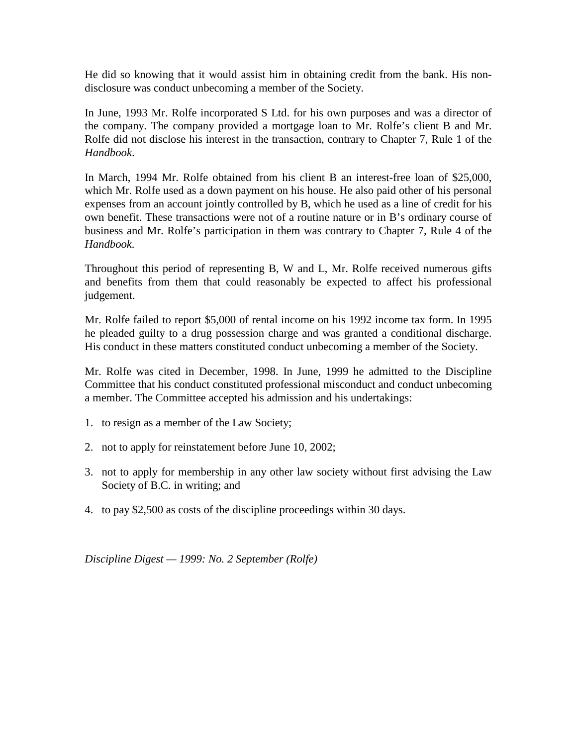He did so knowing that it would assist him in obtaining credit from the bank. His non-disclosure was conduct unbecoming a member of the Society.

In June, 1993 Mr. Rolfe incorporated S Ltd. for his own purposes and was a director of the company. The company provided a mortgage loan to Mr. Rolfe's client B and Mr. Rolfe did not disclose his interest in the transaction, contrary to Chapter 7, Rule 1 of the *Handbook*.

In March, 1994 Mr. Rolfe obtained from his client B an interest-free loan of $25,000, which Mr. Rolfe used as a down payment on his house. He also paid other of his personal expenses from an account jointly controlled by B, which he used as a line of credit for his own benefit. These transactions were not of a routine nature or in B's ordinary course of business and Mr. Rolfe's participation in them was contrary to Chapter 7, Rule 4 of the *Handbook*.

Throughout this period of representing B, W and L, Mr. Rolfe received numerous gifts and benefits from them that could reasonably be expected to affect his professional judgement.

Mr. Rolfe failed to report $5,000 of rental income on his 1992 income tax form. In 1995 he pleaded guilty to a drug possession charge and was granted a conditional discharge. His conduct in these matters constituted conduct unbecoming a member of the Society.

Mr. Rolfe was cited in December, 1998. In June, 1999 he admitted to the Discipline Committee that his conduct constituted professional misconduct and conduct unbecoming a member. The Committee accepted his admission and his undertakings:

1. to resign as a member of the Law Society;
2. not to apply for reinstatement before June 10, 2002;
3. not to apply for membership in any other law society without first advising the Law Society of B.C. in writing; and
4. to pay $2,500 as costs of the discipline proceedings within 30 days.

*Discipline Digest — 1999: No. 2 September (Rolfe)*